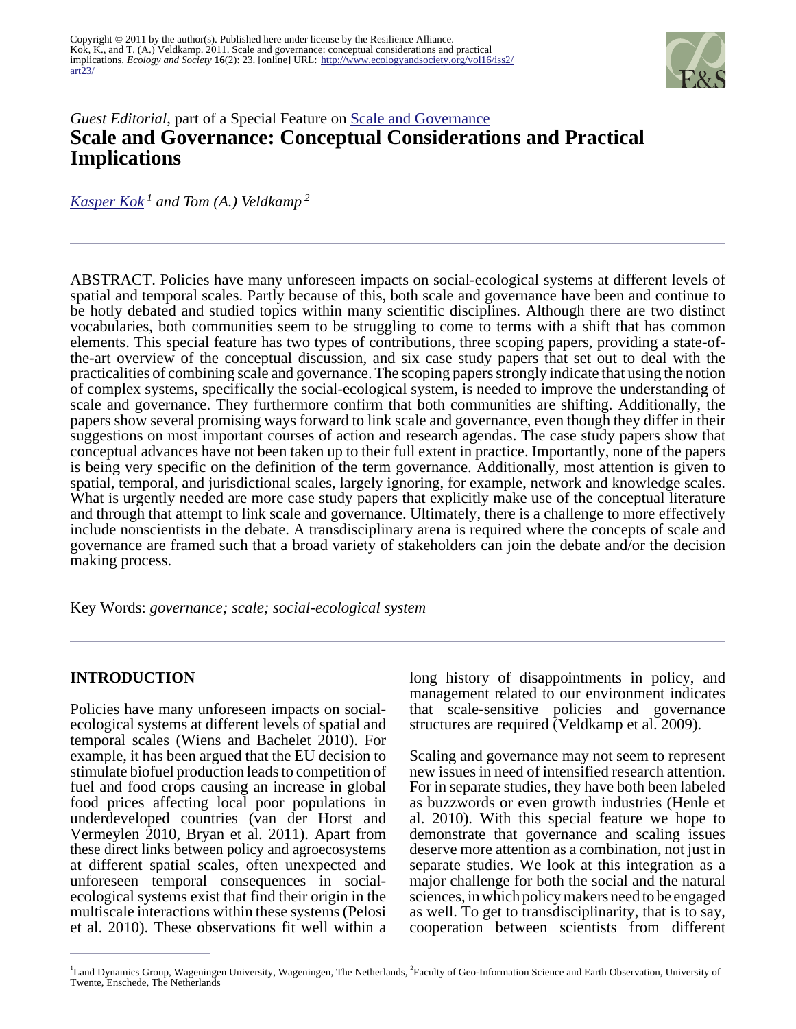Copyright © 2011 by the author(s). Published here under license by the Resilience Alliance.
Kok, K., and T. (A.) Veldkamp. 2011. Scale and governance: conceptual considerations and practical implications. *Ecology and Society* **16**(2): 23. [online] URL: http://www.ecologyandsociety.org/vol16/iss2/art23/

*Guest Editorial*, part of a Special Feature on Scale and Governance

# Scale and Governance: Conceptual Considerations and Practical Implications

*Kasper Kok [1] and Tom (A.) Veldkamp [2]*

ABSTRACT. Policies have many unforeseen impacts on social-ecological systems at different levels of spatial and temporal scales. Partly because of this, both scale and governance have been and continue to be hotly debated and studied topics within many scientific disciplines. Although there are two distinct vocabularies, both communities seem to be struggling to come to terms with a shift that has common elements. This special feature has two types of contributions, three scoping papers, providing a state-of-the-art overview of the conceptual discussion, and six case study papers that set out to deal with the practicalities of combining scale and governance. The scoping papers strongly indicate that using the notion of complex systems, specifically the social-ecological system, is needed to improve the understanding of scale and governance. They furthermore confirm that both communities are shifting. Additionally, the papers show several promising ways forward to link scale and governance, even though they differ in their suggestions on most important courses of action and research agendas. The case study papers show that conceptual advances have not been taken up to their full extent in practice. Importantly, none of the papers is being very specific on the definition of the term governance. Additionally, most attention is given to spatial, temporal, and jurisdictional scales, largely ignoring, for example, network and knowledge scales. What is urgently needed are more case study papers that explicitly make use of the conceptual literature and through that attempt to link scale and governance. Ultimately, there is a challenge to more effectively include nonscientists in the debate. A transdisciplinary arena is required where the concepts of scale and governance are framed such that a broad variety of stakeholders can join the debate and/or the decision making process.

Key Words: *governance; scale; social-ecological system*

## INTRODUCTION

Policies have many unforeseen impacts on social-ecological systems at different levels of spatial and temporal scales (Wiens and Bachelet 2010). For example, it has been argued that the EU decision to stimulate biofuel production leads to competition of fuel and food crops causing an increase in global food prices affecting local poor populations in underdeveloped countries (van der Horst and Vermeylen 2010, Bryan et al. 2011). Apart from these direct links between policy and agroecosystems at different spatial scales, often unexpected and unforeseen temporal consequences in social-ecological systems exist that find their origin in the multiscale interactions within these systems (Pelosi et al. 2010). These observations fit well within a long history of disappointments in policy, and management related to our environment indicates that scale-sensitive policies and governance structures are required (Veldkamp et al. 2009).

Scaling and governance may not seem to represent new issues in need of intensified research attention. For in separate studies, they have both been labeled as buzzwords or even growth industries (Henle et al. 2010). With this special feature we hope to demonstrate that governance and scaling issues deserve more attention as a combination, not just in separate studies. We look at this integration as a major challenge for both the social and the natural sciences, in which policy makers need to be engaged as well. To get to transdisciplinarity, that is to say, cooperation between scientists from different

[1] Land Dynamics Group, Wageningen University, Wageningen, The Netherlands, [2] Faculty of Geo-Information Science and Earth Observation, University of Twente, Enschede, The Netherlands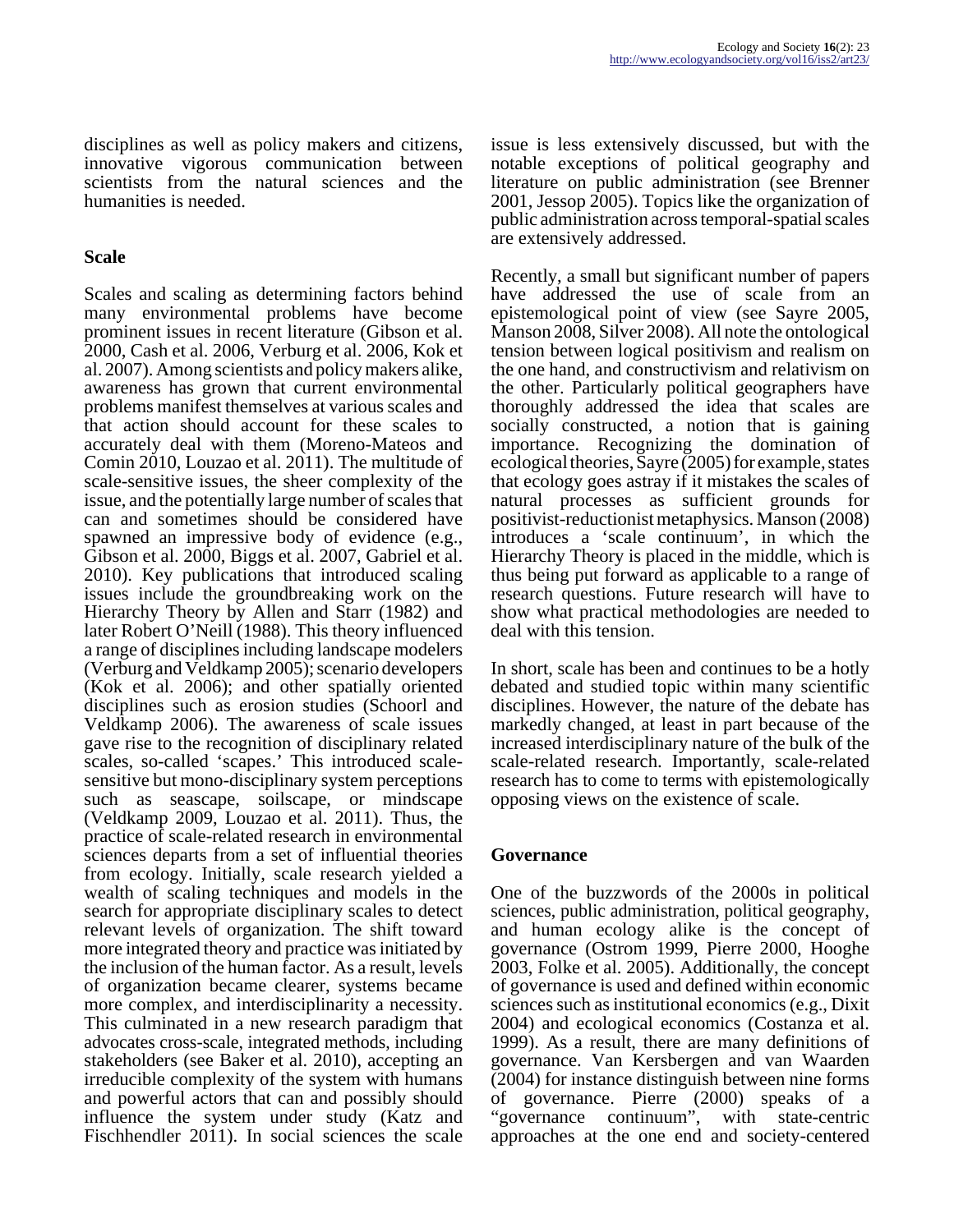disciplines as well as policy makers and citizens, innovative vigorous communication between scientists from the natural sciences and the humanities is needed.

## Scale

Scales and scaling as determining factors behind many environmental problems have become prominent issues in recent literature (Gibson et al. 2000, Cash et al. 2006, Verburg et al. 2006, Kok et al. 2007). Among scientists and policy makers alike, awareness has grown that current environmental problems manifest themselves at various scales and that action should account for these scales to accurately deal with them (Moreno-Mateos and Comin 2010, Louzao et al. 2011). The multitude of scale-sensitive issues, the sheer complexity of the issue, and the potentially large number of scales that can and sometimes should be considered have spawned an impressive body of evidence (e.g., Gibson et al. 2000, Biggs et al. 2007, Gabriel et al. 2010). Key publications that introduced scaling issues include the groundbreaking work on the Hierarchy Theory by Allen and Starr (1982) and later Robert O'Neill (1988). This theory influenced a range of disciplines including landscape modelers (Verburg and Veldkamp 2005); scenario developers (Kok et al. 2006); and other spatially oriented disciplines such as erosion studies (Schoorl and Veldkamp 2006). The awareness of scale issues gave rise to the recognition of disciplinary related scales, so-called 'scapes.' This introduced scale-sensitive but mono-disciplinary system perceptions such as seascape, soilscape, or mindscape (Veldkamp 2009, Louzao et al. 2011). Thus, the practice of scale-related research in environmental sciences departs from a set of influential theories from ecology. Initially, scale research yielded a wealth of scaling techniques and models in the search for appropriate disciplinary scales to detect relevant levels of organization. The shift toward more integrated theory and practice was initiated by the inclusion of the human factor. As a result, levels of organization became clearer, systems became more complex, and interdisciplinarity a necessity. This culminated in a new research paradigm that advocates cross-scale, integrated methods, including stakeholders (see Baker et al. 2010), accepting an irreducible complexity of the system with humans and powerful actors that can and possibly should influence the system under study (Katz and Fischhendler 2011). In social sciences the scale issue is less extensively discussed, but with the notable exceptions of political geography and literature on public administration (see Brenner 2001, Jessop 2005). Topics like the organization of public administration across temporal-spatial scales are extensively addressed.

Recently, a small but significant number of papers have addressed the use of scale from an epistemological point of view (see Sayre 2005, Manson 2008, Silver 2008). All note the ontological tension between logical positivism and realism on the one hand, and constructivism and relativism on the other. Particularly political geographers have thoroughly addressed the idea that scales are socially constructed, a notion that is gaining importance. Recognizing the domination of ecological theories, Sayre (2005) for example, states that ecology goes astray if it mistakes the scales of natural processes as sufficient grounds for positivist-reductionist metaphysics. Manson (2008) introduces a 'scale continuum', in which the Hierarchy Theory is placed in the middle, which is thus being put forward as applicable to a range of research questions. Future research will have to show what practical methodologies are needed to deal with this tension.

In short, scale has been and continues to be a hotly debated and studied topic within many scientific disciplines. However, the nature of the debate has markedly changed, at least in part because of the increased interdisciplinary nature of the bulk of the scale-related research. Importantly, scale-related research has to come to terms with epistemologically opposing views on the existence of scale.

## Governance

One of the buzzwords of the 2000s in political sciences, public administration, political geography, and human ecology alike is the concept of governance (Ostrom 1999, Pierre 2000, Hooghe 2003, Folke et al. 2005). Additionally, the concept of governance is used and defined within economic sciences such as institutional economics (e.g., Dixit 2004) and ecological economics (Costanza et al. 1999). As a result, there are many definitions of governance. Van Kersbergen and van Waarden (2004) for instance distinguish between nine forms of governance. Pierre (2000) speaks of a "governance continuum", with state-centric approaches at the one end and society-centered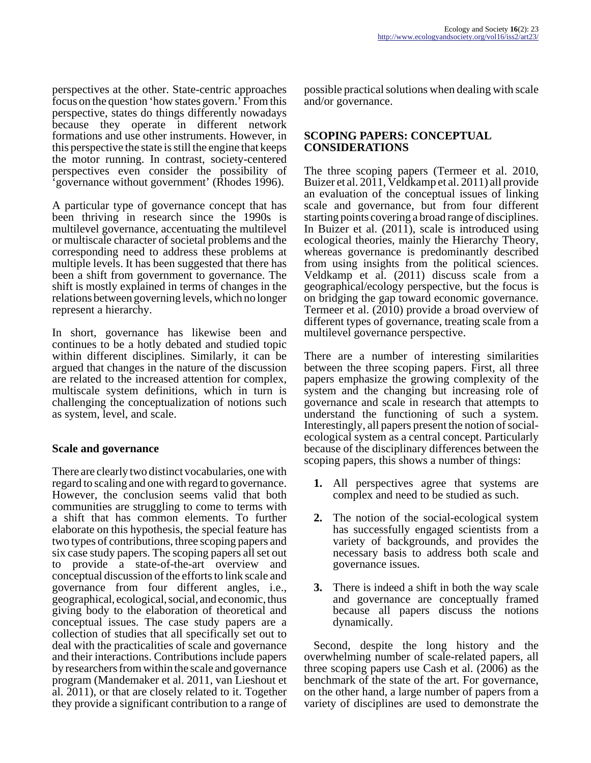perspectives at the other. State-centric approaches focus on the question 'how states govern.' From this perspective, states do things differently nowadays because they operate in different network formations and use other instruments. However, in this perspective the state is still the engine that keeps the motor running. In contrast, society-centered perspectives even consider the possibility of 'governance without government' (Rhodes 1996).

A particular type of governance concept that has been thriving in research since the 1990s is multilevel governance, accentuating the multilevel or multiscale character of societal problems and the corresponding need to address these problems at multiple levels. It has been suggested that there has been a shift from government to governance. The shift is mostly explained in terms of changes in the relations between governing levels, which no longer represent a hierarchy.

In short, governance has likewise been and continues to be a hotly debated and studied topic within different disciplines. Similarly, it can be argued that changes in the nature of the discussion are related to the increased attention for complex, multiscale system definitions, which in turn is challenging the conceptualization of notions such as system, level, and scale.

### Scale and governance

There are clearly two distinct vocabularies, one with regard to scaling and one with regard to governance. However, the conclusion seems valid that both communities are struggling to come to terms with a shift that has common elements. To further elaborate on this hypothesis, the special feature has two types of contributions, three scoping papers and six case study papers. The scoping papers all set out to provide a state-of-the-art overview and conceptual discussion of the efforts to link scale and governance from four different angles, i.e., geographical, ecological, social, and economic, thus giving body to the elaboration of theoretical and conceptual issues. The case study papers are a collection of studies that all specifically set out to deal with the practicalities of scale and governance and their interactions. Contributions include papers by researchers from within the scale and governance program (Mandemaker et al. 2011, van Lieshout et al. 2011), or that are closely related to it. Together they provide a significant contribution to a range of possible practical solutions when dealing with scale and/or governance.

## SCOPING PAPERS: CONCEPTUAL CONSIDERATIONS

The three scoping papers (Termeer et al. 2010, Buizer et al. 2011, Veldkamp et al. 2011) all provide an evaluation of the conceptual issues of linking scale and governance, but from four different starting points covering a broad range of disciplines. In Buizer et al. (2011), scale is introduced using ecological theories, mainly the Hierarchy Theory, whereas governance is predominantly described from using insights from the political sciences. Veldkamp et al. (2011) discuss scale from a geographical/ecology perspective, but the focus is on bridging the gap toward economic governance. Termeer et al. (2010) provide a broad overview of different types of governance, treating scale from a multilevel governance perspective.

There are a number of interesting similarities between the three scoping papers. First, all three papers emphasize the growing complexity of the system and the changing but increasing role of governance and scale in research that attempts to understand the functioning of such a system. Interestingly, all papers present the notion of social-ecological system as a central concept. Particularly because of the disciplinary differences between the scoping papers, this shows a number of things:

1. All perspectives agree that systems are complex and need to be studied as such.
2. The notion of the social-ecological system has successfully engaged scientists from a variety of backgrounds, and provides the necessary basis to address both scale and governance issues.
3. There is indeed a shift in both the way scale and governance are conceptually framed because all papers discuss the notions dynamically.

Second, despite the long history and the overwhelming number of scale-related papers, all three scoping papers use Cash et al. (2006) as the benchmark of the state of the art. For governance, on the other hand, a large number of papers from a variety of disciplines are used to demonstrate the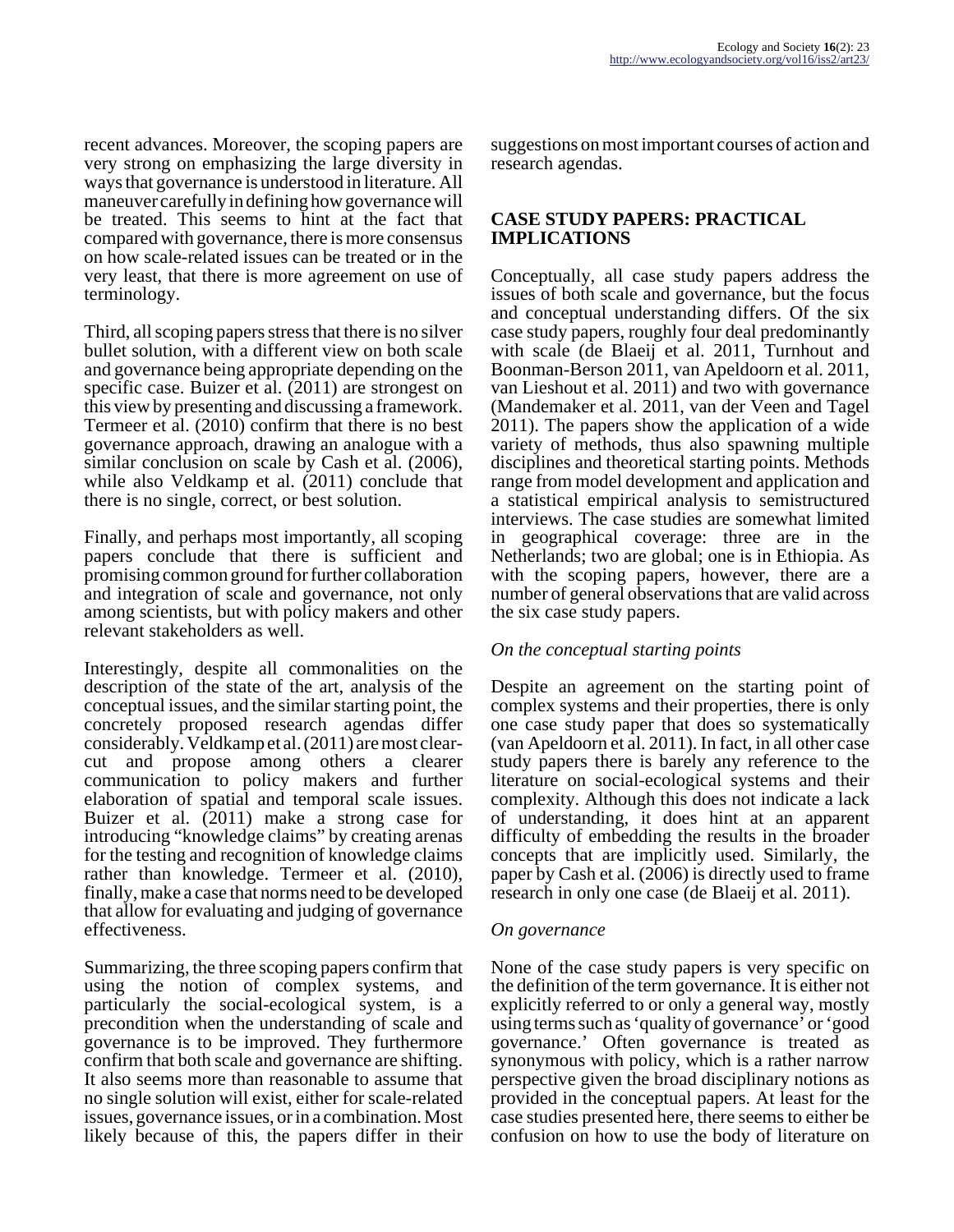recent advances. Moreover, the scoping papers are very strong on emphasizing the large diversity in ways that governance is understood in literature. All maneuver carefully in defining how governance will be treated. This seems to hint at the fact that compared with governance, there is more consensus on how scale-related issues can be treated or in the very least, that there is more agreement on use of terminology.

Third, all scoping papers stress that there is no silver bullet solution, with a different view on both scale and governance being appropriate depending on the specific case. Buizer et al. (2011) are strongest on this view by presenting and discussing a framework. Termeer et al. (2010) confirm that there is no best governance approach, drawing an analogue with a similar conclusion on scale by Cash et al. (2006), while also Veldkamp et al. (2011) conclude that there is no single, correct, or best solution.

Finally, and perhaps most importantly, all scoping papers conclude that there is sufficient and promising common ground for further collaboration and integration of scale and governance, not only among scientists, but with policy makers and other relevant stakeholders as well.

Interestingly, despite all commonalities on the description of the state of the art, analysis of the conceptual issues, and the similar starting point, the concretely proposed research agendas differ considerably. Veldkamp et al. (2011) are most clear-cut and propose among others a clearer communication to policy makers and further elaboration of spatial and temporal scale issues. Buizer et al. (2011) make a strong case for introducing "knowledge claims" by creating arenas for the testing and recognition of knowledge claims rather than knowledge. Termeer et al. (2010), finally, make a case that norms need to be developed that allow for evaluating and judging of governance effectiveness.

Summarizing, the three scoping papers confirm that using the notion of complex systems, and particularly the social-ecological system, is a precondition when the understanding of scale and governance is to be improved. They furthermore confirm that both scale and governance are shifting. It also seems more than reasonable to assume that no single solution will exist, either for scale-related issues, governance issues, or in a combination. Most likely because of this, the papers differ in their suggestions on most important courses of action and research agendas.

## CASE STUDY PAPERS: PRACTICAL IMPLICATIONS

Conceptually, all case study papers address the issues of both scale and governance, but the focus and conceptual understanding differs. Of the six case study papers, roughly four deal predominantly with scale (de Blaeij et al. 2011, Turnhout and Boonman-Berson 2011, van Apeldoorn et al. 2011, van Lieshout et al. 2011) and two with governance (Mandemaker et al. 2011, van der Veen and Tagel 2011). The papers show the application of a wide variety of methods, thus also spawning multiple disciplines and theoretical starting points. Methods range from model development and application and a statistical empirical analysis to semistructured interviews. The case studies are somewhat limited in geographical coverage: three are in the Netherlands; two are global; one is in Ethiopia. As with the scoping papers, however, there are a number of general observations that are valid across the six case study papers.

### *On the conceptual starting points*

Despite an agreement on the starting point of complex systems and their properties, there is only one case study paper that does so systematically (van Apeldoorn et al. 2011). In fact, in all other case study papers there is barely any reference to the literature on social-ecological systems and their complexity. Although this does not indicate a lack of understanding, it does hint at an apparent difficulty of embedding the results in the broader concepts that are implicitly used. Similarly, the paper by Cash et al. (2006) is directly used to frame research in only one case (de Blaeij et al. 2011).

### *On governance*

None of the case study papers is very specific on the definition of the term governance. It is either not explicitly referred to or only a general way, mostly using terms such as 'quality of governance' or 'good governance.' Often governance is treated as synonymous with policy, which is a rather narrow perspective given the broad disciplinary notions as provided in the conceptual papers. At least for the case studies presented here, there seems to either be confusion on how to use the body of literature on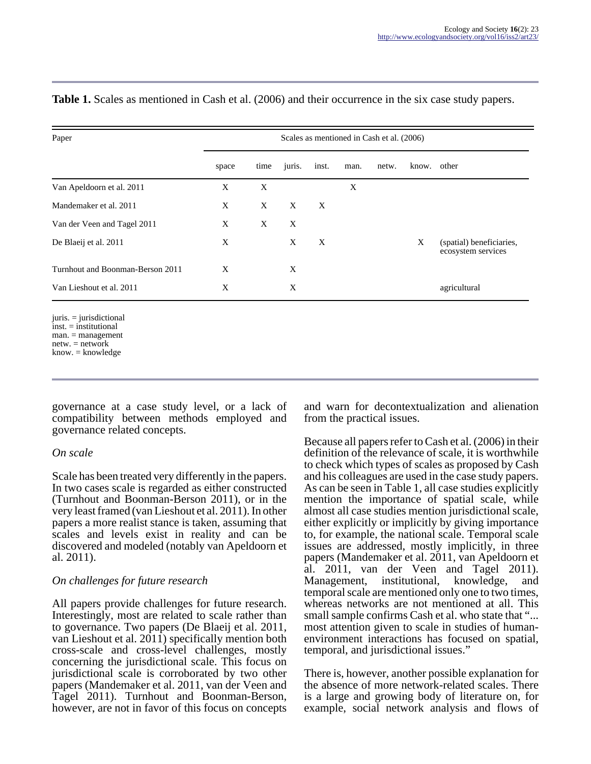**Table 1.** Scales as mentioned in Cash et al. (2006) and their occurrence in the six case study papers.

| Paper | Scales as mentioned in Cash et al. (2006) | | | | | | | |
|---|---|---|---|---|---|---|---|---|
| | space | time | juris. | inst. | man. | netw. | know. | other |
| Van Apeldoorn et al. 2011 | X | X | | | X | | | |
| Mandemaker et al. 2011 | X | X | X | X | | | | |
| Van der Veen and Tagel 2011 | X | X | X | | | | | |
| De Blaeij et al. 2011 | X | | X | X | | | X | (spatial) beneficiaries, ecosystem services |
| Turnhout and Boonman-Berson 2011 | X | | X | | | | | |
| Van Lieshout et al. 2011 | X | | X | | | | | agricultural |

juris. = jurisdictional
inst. = institutional
man. = management
netw. = network
know. = knowledge

governance at a case study level, or a lack of compatibility between methods employed and governance related concepts.

### *On scale*

Scale has been treated very differently in the papers. In two cases scale is regarded as either constructed (Turnhout and Boonman-Berson 2011), or in the very least framed (van Lieshout et al. 2011). In other papers a more realist stance is taken, assuming that scales and levels exist in reality and can be discovered and modeled (notably van Apeldoorn et al. 2011).

### *On challenges for future research*

All papers provide challenges for future research. Interestingly, most are related to scale rather than to governance. Two papers (De Blaeij et al. 2011, van Lieshout et al. 2011) specifically mention both cross-scale and cross-level challenges, mostly concerning the jurisdictional scale. This focus on jurisdictional scale is corroborated by two other papers (Mandemaker et al. 2011, van der Veen and Tagel 2011). Turnhout and Boonman-Berson, however, are not in favor of this focus on concepts and warn for decontextualization and alienation from the practical issues.

Because all papers refer to Cash et al. (2006) in their definition of the relevance of scale, it is worthwhile to check which types of scales as proposed by Cash and his colleagues are used in the case study papers. As can be seen in Table 1, all case studies explicitly mention the importance of spatial scale, while almost all case studies mention jurisdictional scale, either explicitly or implicitly by giving importance to, for example, the national scale. Temporal scale issues are addressed, mostly implicitly, in three papers (Mandemaker et al. 2011, van Apeldoorn et al. 2011, van der Veen and Tagel 2011). Management, institutional, knowledge, and temporal scale are mentioned only one to two times, whereas networks are not mentioned at all. This small sample confirms Cash et al. who state that "... most attention given to scale in studies of human-environment interactions has focused on spatial, temporal, and jurisdictional issues."

There is, however, another possible explanation for the absence of more network-related scales. There is a large and growing body of literature on, for example, social network analysis and flows of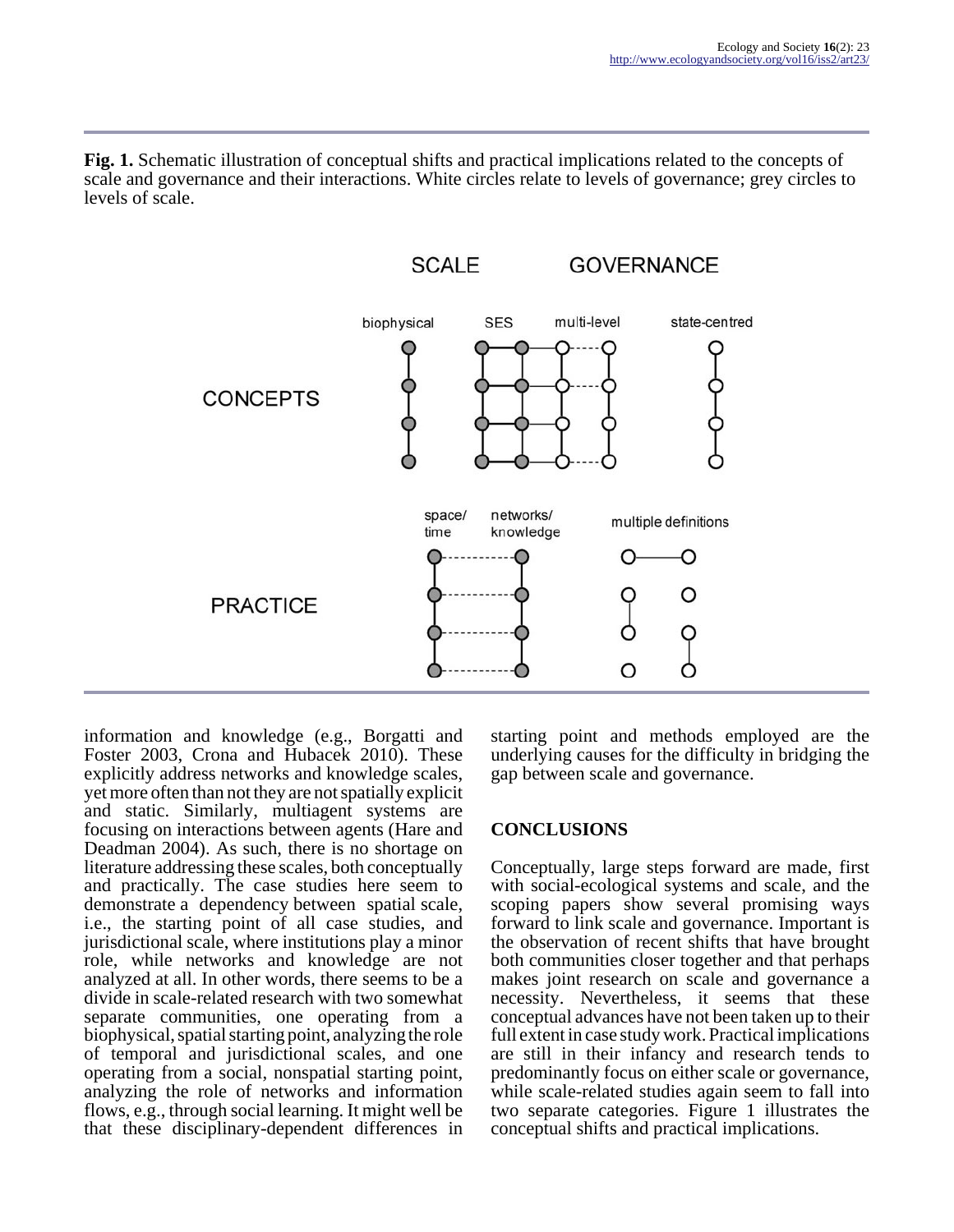**Fig. 1.** Schematic illustration of conceptual shifts and practical implications related to the concepts of scale and governance and their interactions. White circles relate to levels of governance; grey circles to levels of scale.

information and knowledge (e.g., Borgatti and Foster 2003, Crona and Hubacek 2010). These explicitly address networks and knowledge scales, yet more often than not they are not spatially explicit and static. Similarly, multiagent systems are focusing on interactions between agents (Hare and Deadman 2004). As such, there is no shortage on literature addressing these scales, both conceptually and practically. The case studies here seem to demonstrate a dependency between spatial scale, i.e., the starting point of all case studies, and jurisdictional scale, where institutions play a minor role, while networks and knowledge are not analyzed at all. In other words, there seems to be a divide in scale-related research with two somewhat separate communities, one operating from a biophysical, spatial starting point, analyzing the role of temporal and jurisdictional scales, and one operating from a social, nonspatial starting point, analyzing the role of networks and information flows, e.g., through social learning. It might well be that these disciplinary-dependent differences in starting point and methods employed are the underlying causes for the difficulty in bridging the gap between scale and governance.

## CONCLUSIONS

Conceptually, large steps forward are made, first with social-ecological systems and scale, and the scoping papers show several promising ways forward to link scale and governance. Important is the observation of recent shifts that have brought both communities closer together and that perhaps makes joint research on scale and governance a necessity. Nevertheless, it seems that these conceptual advances have not been taken up to their full extent in case study work. Practical implications are still in their infancy and research tends to predominantly focus on either scale or governance, while scale-related studies again seem to fall into two separate categories. Figure 1 illustrates the conceptual shifts and practical implications.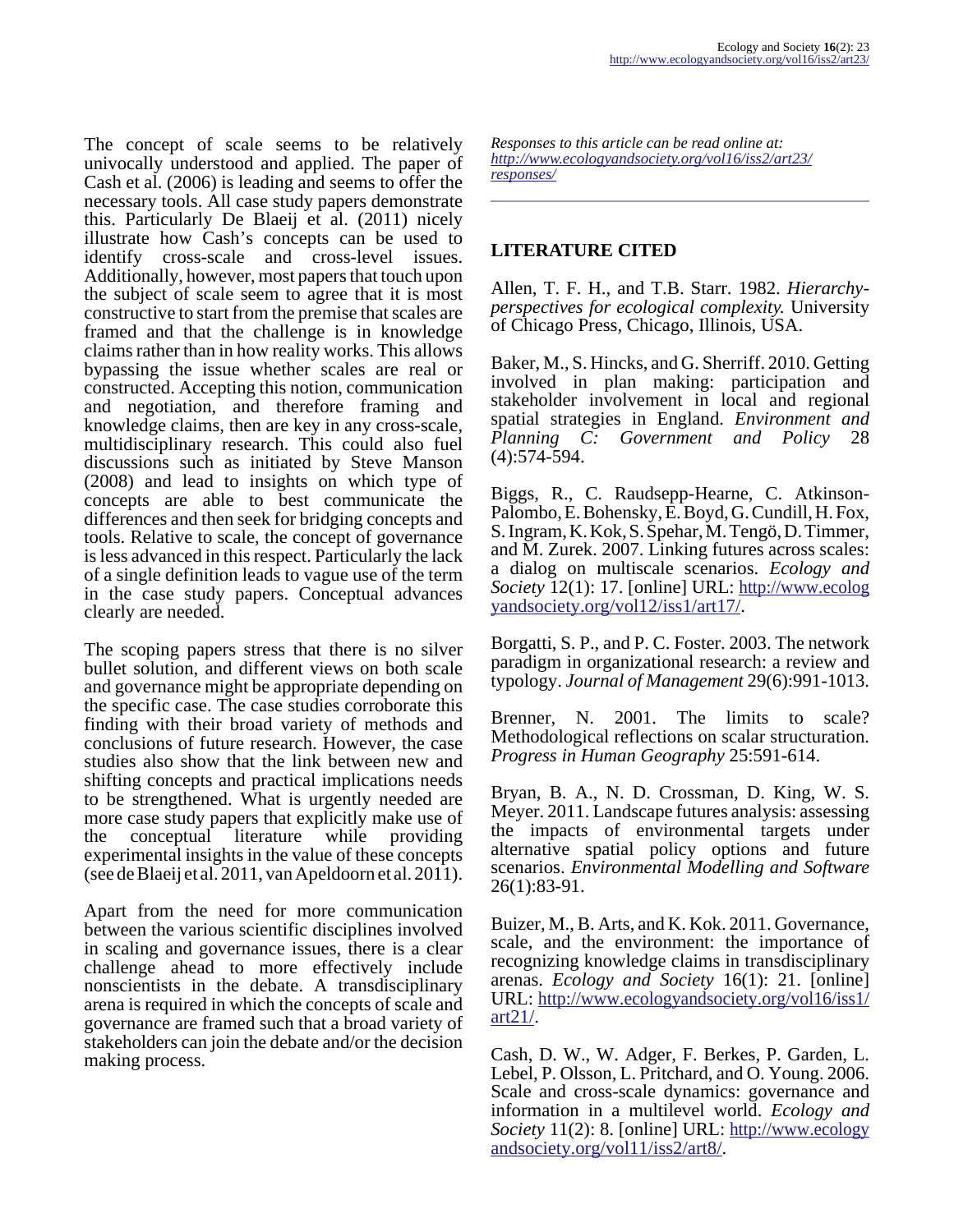The concept of scale seems to be relatively univocally understood and applied. The paper of Cash et al. (2006) is leading and seems to offer the necessary tools. All case study papers demonstrate this. Particularly De Blaeij et al. (2011) nicely illustrate how Cash's concepts can be used to identify cross-scale and cross-level issues. Additionally, however, most papers that touch upon the subject of scale seem to agree that it is most constructive to start from the premise that scales are framed and that the challenge is in knowledge claims rather than in how reality works. This allows bypassing the issue whether scales are real or constructed. Accepting this notion, communication and negotiation, and therefore framing and knowledge claims, then are key in any cross-scale, multidisciplinary research. This could also fuel discussions such as initiated by Steve Manson (2008) and lead to insights on which type of concepts are able to best communicate the differences and then seek for bridging concepts and tools. Relative to scale, the concept of governance is less advanced in this respect. Particularly the lack of a single definition leads to vague use of the term in the case study papers. Conceptual advances clearly are needed.

The scoping papers stress that there is no silver bullet solution, and different views on both scale and governance might be appropriate depending on the specific case. The case studies corroborate this finding with their broad variety of methods and conclusions of future research. However, the case studies also show that the link between new and shifting concepts and practical implications needs to be strengthened. What is urgently needed are more case study papers that explicitly make use of the conceptual literature while providing experimental insights in the value of these concepts (see de Blaeij et al. 2011, van Apeldoorn et al. 2011).

Apart from the need for more communication between the various scientific disciplines involved in scaling and governance issues, there is a clear challenge ahead to more effectively include nonscientists in the debate. A transdisciplinary arena is required in which the concepts of scale and governance are framed such that a broad variety of stakeholders can join the debate and/or the decision making process.

*Responses to this article can be read online at:* *http://www.ecologyandsociety.org/vol16/iss2/art23/responses/*

## LITERATURE CITED

Allen, T. F. H., and T.B. Starr. 1982. *Hierarchy-perspectives for ecological complexity.* University of Chicago Press, Chicago, Illinois, USA.

Baker, M., S. Hincks, and G. Sherriff. 2010. Getting involved in plan making: participation and stakeholder involvement in local and regional spatial strategies in England. *Environment and Planning C: Government and Policy* 28 (4):574-594.

Biggs, R., C. Raudsepp-Hearne, C. Atkinson-Palombo, E. Bohensky, E. Boyd, G. Cundill, H. Fox, S. Ingram, K. Kok, S. Spehar, M. Tengö, D. Timmer, and M. Zurek. 2007. Linking futures across scales: a dialog on multiscale scenarios. *Ecology and Society* 12(1): 17. [online] URL: http://www.ecologyandsociety.org/vol12/iss1/art17/.

Borgatti, S. P., and P. C. Foster. 2003. The network paradigm in organizational research: a review and typology. *Journal of Management* 29(6):991-1013.

Brenner, N. 2001. The limits to scale? Methodological reflections on scalar structuration. *Progress in Human Geography* 25:591-614.

Bryan, B. A., N. D. Crossman, D. King, W. S. Meyer. 2011. Landscape futures analysis: assessing the impacts of environmental targets under alternative spatial policy options and future scenarios. *Environmental Modelling and Software* 26(1):83-91.

Buizer, M., B. Arts, and K. Kok. 2011. Governance, scale, and the environment: the importance of recognizing knowledge claims in transdisciplinary arenas. *Ecology and Society* 16(1): 21. [online] URL: http://www.ecologyandsociety.org/vol16/iss1/art21/.

Cash, D. W., W. Adger, F. Berkes, P. Garden, L. Lebel, P. Olsson, L. Pritchard, and O. Young. 2006. Scale and cross-scale dynamics: governance and information in a multilevel world. *Ecology and Society* 11(2): 8. [online] URL: http://www.ecologyandsociety.org/vol11/iss2/art8/.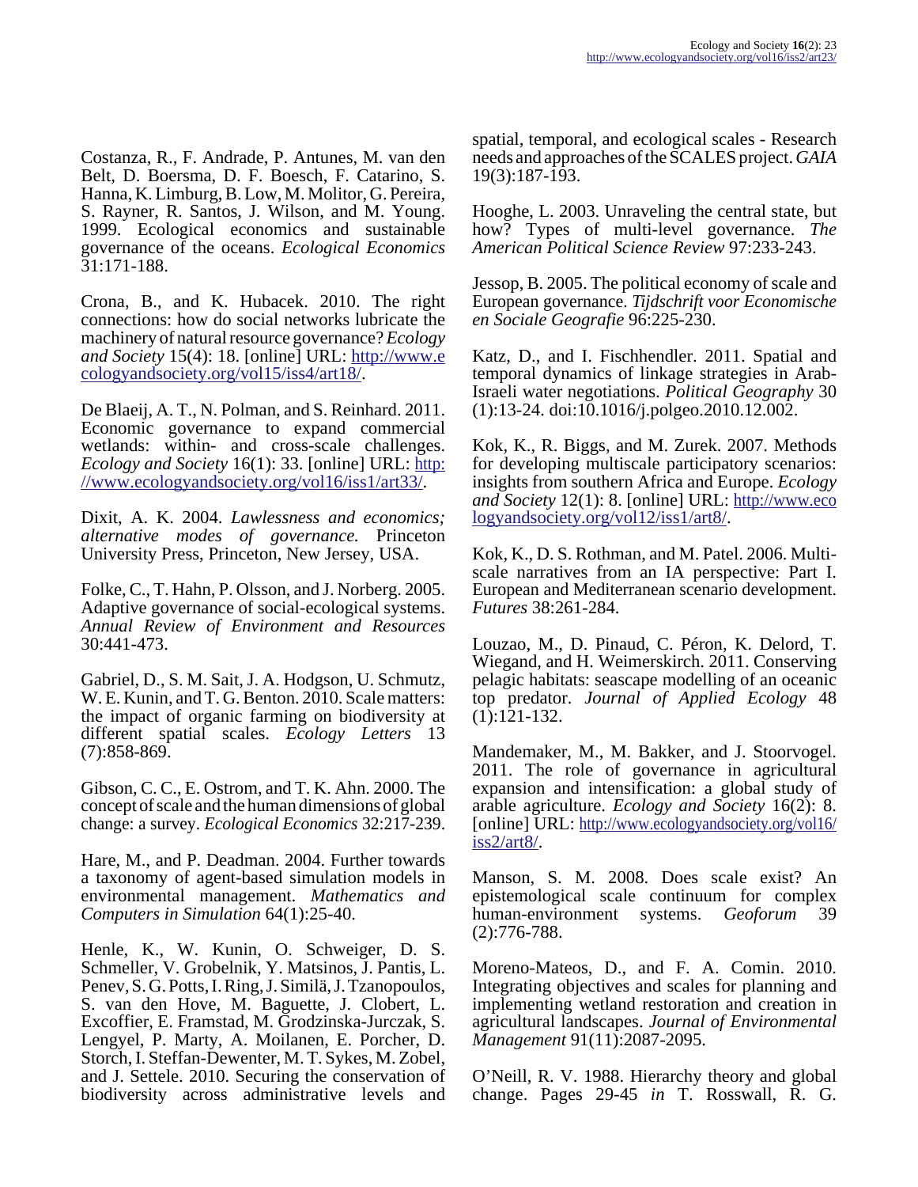Costanza, R., F. Andrade, P. Antunes, M. van den Belt, D. Boersma, D. F. Boesch, F. Catarino, S. Hanna, K. Limburg, B. Low, M. Molitor, G. Pereira, S. Rayner, R. Santos, J. Wilson, and M. Young. 1999. Ecological economics and sustainable governance of the oceans. *Ecological Economics* 31:171-188.

Crona, B., and K. Hubacek. 2010. The right connections: how do social networks lubricate the machinery of natural resource governance? *Ecology and Society* 15(4): 18. [online] URL: http://www.ecologyandsociety.org/vol15/iss4/art18/.

De Blaeij, A. T., N. Polman, and S. Reinhard. 2011. Economic governance to expand commercial wetlands: within- and cross-scale challenges. *Ecology and Society* 16(1): 33. [online] URL: http://www.ecologyandsociety.org/vol16/iss1/art33/.

Dixit, A. K. 2004. *Lawlessness and economics; alternative modes of governance.* Princeton University Press, Princeton, New Jersey, USA.

Folke, C., T. Hahn, P. Olsson, and J. Norberg. 2005. Adaptive governance of social-ecological systems. *Annual Review of Environment and Resources* 30:441-473.

Gabriel, D., S. M. Sait, J. A. Hodgson, U. Schmutz, W. E. Kunin, and T. G. Benton. 2010. Scale matters: the impact of organic farming on biodiversity at different spatial scales. *Ecology Letters* 13 (7):858-869.

Gibson, C. C., E. Ostrom, and T. K. Ahn. 2000. The concept of scale and the human dimensions of global change: a survey. *Ecological Economics* 32:217-239.

Hare, M., and P. Deadman. 2004. Further towards a taxonomy of agent-based simulation models in environmental management. *Mathematics and Computers in Simulation* 64(1):25-40.

Henle, K., W. Kunin, O. Schweiger, D. S. Schmeller, V. Grobelnik, Y. Matsinos, J. Pantis, L. Penev, S. G. Potts, I. Ring, J. Similä, J. Tzanopoulos, S. van den Hove, M. Baguette, J. Clobert, L. Excoffier, E. Framstad, M. Grodzinska-Jurczak, S. Lengyel, P. Marty, A. Moilanen, E. Porcher, D. Storch, I. Steffan-Dewenter, M. T. Sykes, M. Zobel, and J. Settele. 2010. Securing the conservation of biodiversity across administrative levels and spatial, temporal, and ecological scales - Research needs and approaches of the SCALES project. *GAIA* 19(3):187-193.

Hooghe, L. 2003. Unraveling the central state, but how? Types of multi-level governance. *The American Political Science Review* 97:233-243.

Jessop, B. 2005. The political economy of scale and European governance. *Tijdschrift voor Economische en Sociale Geografie* 96:225-230.

Katz, D., and I. Fischhendler. 2011. Spatial and temporal dynamics of linkage strategies in Arab-Israeli water negotiations. *Political Geography* 30 (1):13-24. doi:10.1016/j.polgeo.2010.12.002.

Kok, K., R. Biggs, and M. Zurek. 2007. Methods for developing multiscale participatory scenarios: insights from southern Africa and Europe. *Ecology and Society* 12(1): 8. [online] URL: http://www.ecologyandsociety.org/vol12/iss1/art8/.

Kok, K., D. S. Rothman, and M. Patel. 2006. Multi-scale narratives from an IA perspective: Part I. European and Mediterranean scenario development. *Futures* 38:261-284.

Louzao, M., D. Pinaud, C. Péron, K. Delord, T. Wiegand, and H. Weimerskirch. 2011. Conserving pelagic habitats: seascape modelling of an oceanic top predator. *Journal of Applied Ecology* 48 (1):121-132.

Mandemaker, M., M. Bakker, and J. Stoorvogel. 2011. The role of governance in agricultural expansion and intensification: a global study of arable agriculture. *Ecology and Society* 16(2): 8. [online] URL: http://www.ecologyandsociety.org/vol16/iss2/art8/.

Manson, S. M. 2008. Does scale exist? An epistemological scale continuum for complex human-environment systems. *Geoforum* 39 (2):776-788.

Moreno-Mateos, D., and F. A. Comin. 2010. Integrating objectives and scales for planning and implementing wetland restoration and creation in agricultural landscapes. *Journal of Environmental Management* 91(11):2087-2095.

O'Neill, R. V. 1988. Hierarchy theory and global change. Pages 29-45 *in* T. Rosswall, R. G.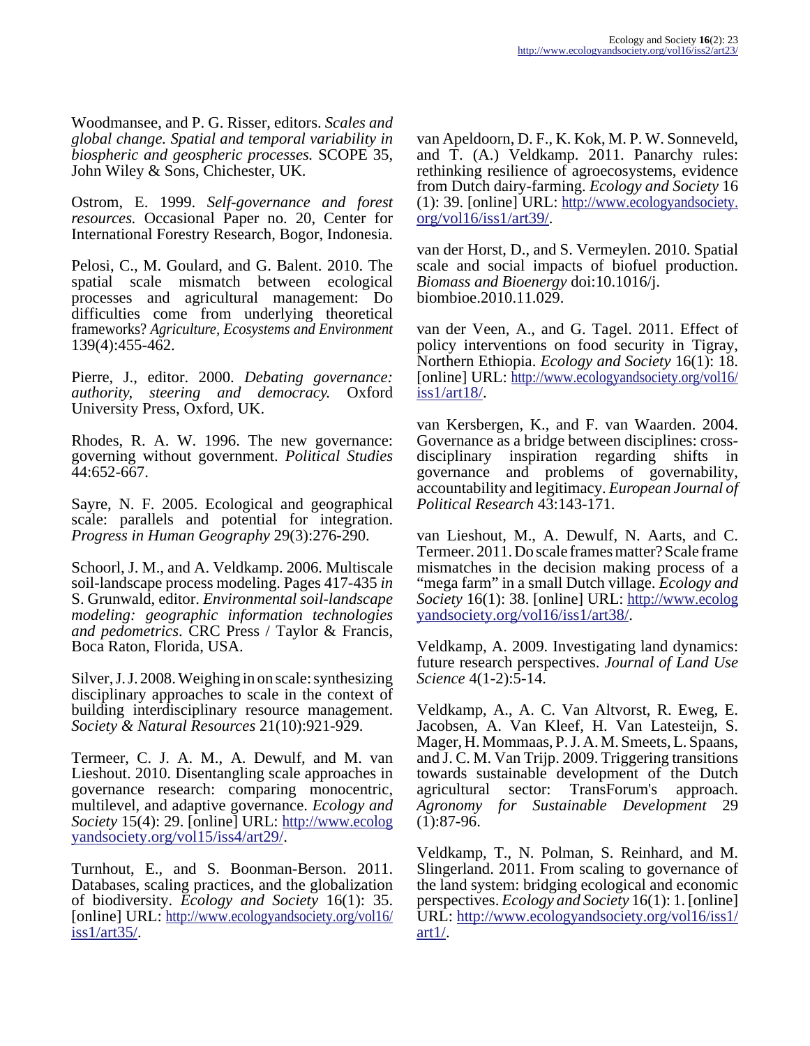Woodmansee, and P. G. Risser, editors. *Scales and global change. Spatial and temporal variability in biospheric and geospheric processes.* SCOPE 35, John Wiley & Sons, Chichester, UK.

Ostrom, E. 1999. *Self-governance and forest resources.* Occasional Paper no. 20, Center for International Forestry Research, Bogor, Indonesia.

Pelosi, C., M. Goulard, and G. Balent. 2010. The spatial scale mismatch between ecological processes and agricultural management: Do difficulties come from underlying theoretical frameworks? *Agriculture, Ecosystems and Environment* 139(4):455-462.

Pierre, J., editor. 2000. *Debating governance: authority, steering and democracy.* Oxford University Press, Oxford, UK.

Rhodes, R. A. W. 1996. The new governance: governing without government. *Political Studies* 44:652-667.

Sayre, N. F. 2005. Ecological and geographical scale: parallels and potential for integration. *Progress in Human Geography* 29(3):276-290.

Schoorl, J. M., and A. Veldkamp. 2006. Multiscale soil-landscape process modeling. Pages 417-435 *in* S. Grunwald, editor. *Environmental soil-landscape modeling: geographic information technologies and pedometrics*. CRC Press / Taylor & Francis, Boca Raton, Florida, USA.

Silver, J. J. 2008. Weighing in on scale: synthesizing disciplinary approaches to scale in the context of building interdisciplinary resource management. *Society & Natural Resources* 21(10):921-929.

Termeer, C. J. A. M., A. Dewulf, and M. van Lieshout. 2010. Disentangling scale approaches in governance research: comparing monocentric, multilevel, and adaptive governance. *Ecology and Society* 15(4): 29. [online] URL: http://www.ecologyandsociety.org/vol15/iss4/art29/.

Turnhout, E., and S. Boonman-Berson. 2011. Databases, scaling practices, and the globalization of biodiversity. *Ecology and Society* 16(1): 35. [online] URL: http://www.ecologyandsociety.org/vol16/iss1/art35/.

van Apeldoorn, D. F., K. Kok, M. P. W. Sonneveld, and T. (A.) Veldkamp. 2011. Panarchy rules: rethinking resilience of agroecosystems, evidence from Dutch dairy-farming. *Ecology and Society* 16 (1): 39. [online] URL: http://www.ecologyandsociety.org/vol16/iss1/art39/.

van der Horst, D., and S. Vermeylen. 2010. Spatial scale and social impacts of biofuel production. *Biomass and Bioenergy* doi:10.1016/j.biombioe.2010.11.029.

van der Veen, A., and G. Tagel. 2011. Effect of policy interventions on food security in Tigray, Northern Ethiopia. *Ecology and Society* 16(1): 18. [online] URL: http://www.ecologyandsociety.org/vol16/iss1/art18/.

van Kersbergen, K., and F. van Waarden. 2004. Governance as a bridge between disciplines: cross-disciplinary inspiration regarding shifts in governance and problems of governability, accountability and legitimacy. *European Journal of Political Research* 43:143-171.

van Lieshout, M., A. Dewulf, N. Aarts, and C. Termeer. 2011. Do scale frames matter? Scale frame mismatches in the decision making process of a "mega farm" in a small Dutch village. *Ecology and Society* 16(1): 38. [online] URL: http://www.ecologyandsociety.org/vol16/iss1/art38/.

Veldkamp, A. 2009. Investigating land dynamics: future research perspectives. *Journal of Land Use Science* 4(1-2):5-14.

Veldkamp, A., A. C. Van Altvorst, R. Eweg, E. Jacobsen, A. Van Kleef, H. Van Latesteijn, S. Mager, H. Mommaas, P. J. A. M. Smeets, L. Spaans, and J. C. M. Van Trijp. 2009. Triggering transitions towards sustainable development of the Dutch agricultural sector: TransForum's approach. *Agronomy for Sustainable Development* 29 (1):87-96.

Veldkamp, T., N. Polman, S. Reinhard, and M. Slingerland. 2011. From scaling to governance of the land system: bridging ecological and economic perspectives. *Ecology and Society* 16(1): 1. [online] URL: http://www.ecologyandsociety.org/vol16/iss1/art1/.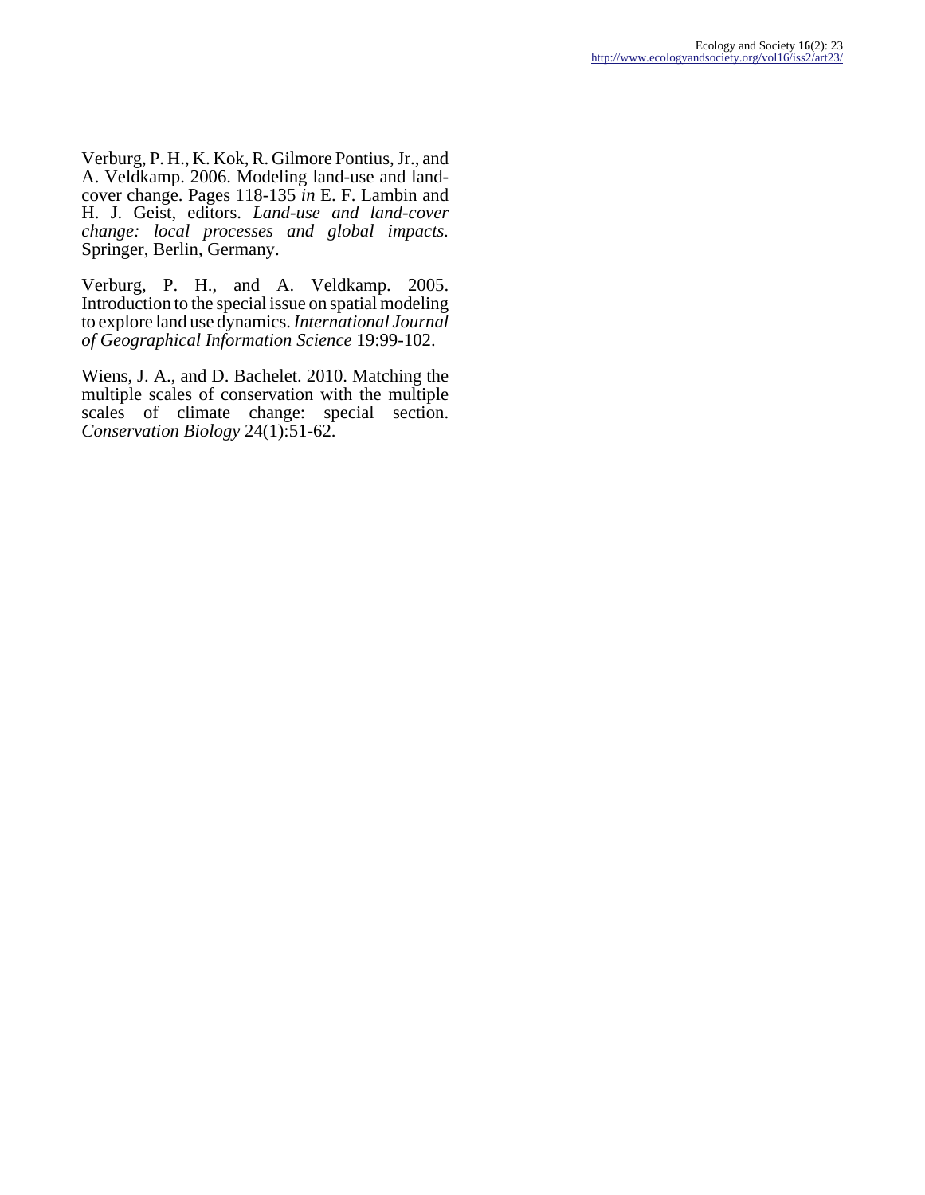Verburg, P. H., K. Kok, R. Gilmore Pontius, Jr., and A. Veldkamp. 2006. Modeling land-use and land-cover change. Pages 118-135 *in* E. F. Lambin and H. J. Geist, editors. *Land-use and land-cover change: local processes and global impacts.* Springer, Berlin, Germany.

Verburg, P. H., and A. Veldkamp. 2005. Introduction to the special issue on spatial modeling to explore land use dynamics. *International Journal of Geographical Information Science* 19:99-102.

Wiens, J. A., and D. Bachelet. 2010. Matching the multiple scales of conservation with the multiple scales of climate change: special section. *Conservation Biology* 24(1):51-62.